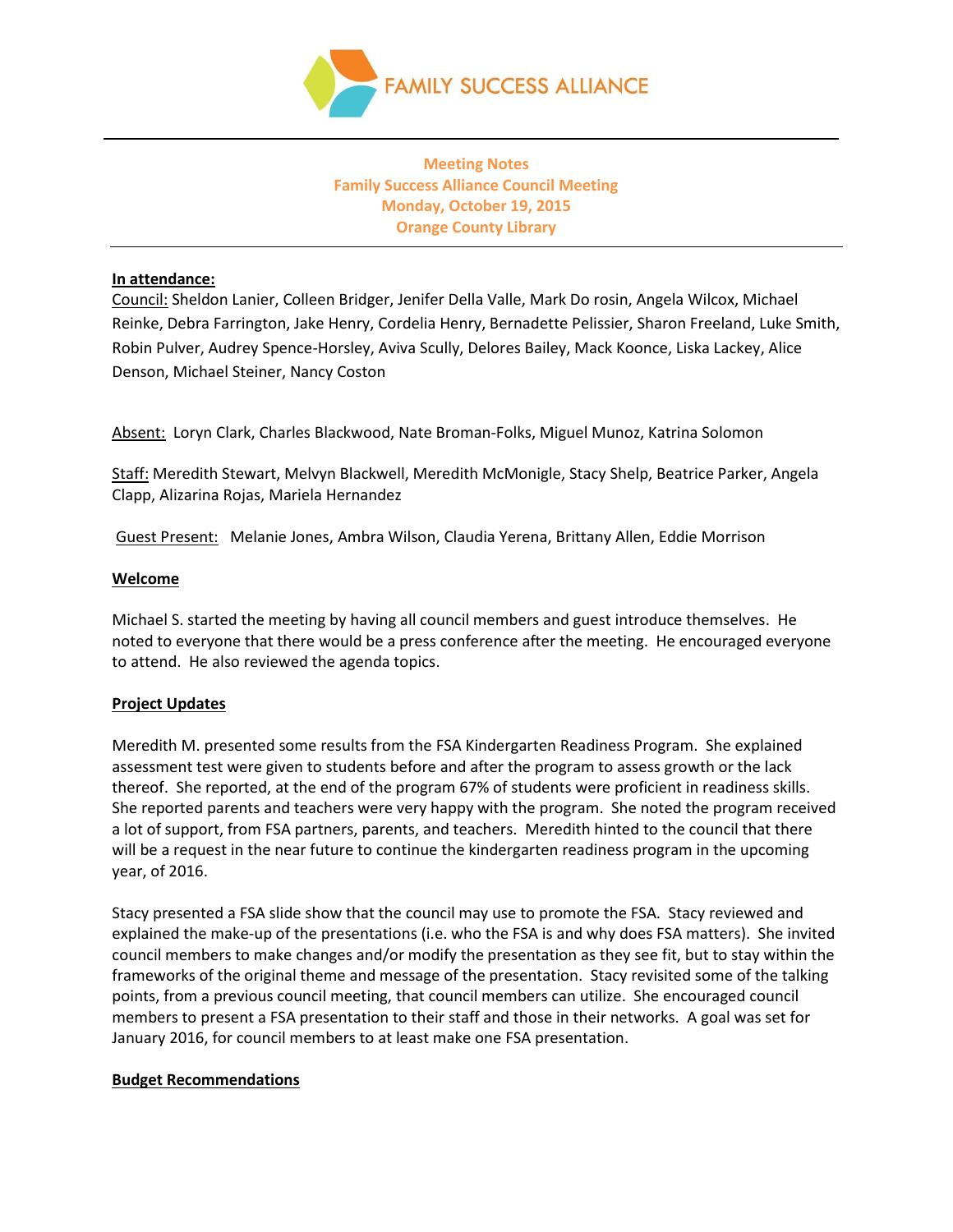FAMILY SUCCESS ALLIANCE

**Meeting Notes**
**Family Success Alliance Council Meeting**
**Monday, October 19, 2015**
**Orange County Library**

**In attendance:**

Council: Sheldon Lanier, Colleen Bridger, Jenifer Della Valle, Mark Do rosin, Angela Wilcox, Michael Reinke, Debra Farrington, Jake Henry, Cordelia Henry, Bernadette Pelissier, Sharon Freeland, Luke Smith, Robin Pulver, Audrey Spence-Horsley, Aviva Scully, Delores Bailey, Mack Koonce, Liska Lackey, Alice Denson, Michael Steiner, Nancy Coston

Absent: Loryn Clark, Charles Blackwood, Nate Broman-Folks, Miguel Munoz, Katrina Solomon

Staff: Meredith Stewart, Melvyn Blackwell, Meredith McMonigle, Stacy Shelp, Beatrice Parker, Angela Clapp, Alizarina Rojas, Mariela Hernandez

Guest Present: Melanie Jones, Ambra Wilson, Claudia Yerena, Brittany Allen, Eddie Morrison

**Welcome**

Michael S. started the meeting by having all council members and guest introduce themselves. He noted to everyone that there would be a press conference after the meeting. He encouraged everyone to attend. He also reviewed the agenda topics.

**Project Updates**

Meredith M. presented some results from the FSA Kindergarten Readiness Program. She explained assessment test were given to students before and after the program to assess growth or the lack thereof. She reported, at the end of the program 67% of students were proficient in readiness skills. She reported parents and teachers were very happy with the program. She noted the program received a lot of support, from FSA partners, parents, and teachers. Meredith hinted to the council that there will be a request in the near future to continue the kindergarten readiness program in the upcoming year, of 2016.

Stacy presented a FSA slide show that the council may use to promote the FSA. Stacy reviewed and explained the make-up of the presentations (i.e. who the FSA is and why does FSA matters). She invited council members to make changes and/or modify the presentation as they see fit, but to stay within the frameworks of the original theme and message of the presentation. Stacy revisited some of the talking points, from a previous council meeting, that council members can utilize. She encouraged council members to present a FSA presentation to their staff and those in their networks. A goal was set for January 2016, for council members to at least make one FSA presentation.

**Budget Recommendations**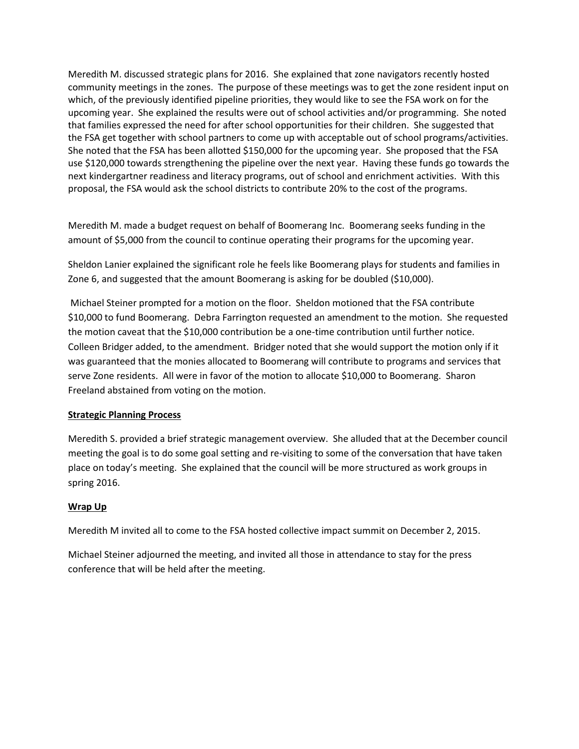Meredith M. discussed strategic plans for 2016. She explained that zone navigators recently hosted community meetings in the zones. The purpose of these meetings was to get the zone resident input on which, of the previously identified pipeline priorities, they would like to see the FSA work on for the upcoming year. She explained the results were out of school activities and/or programming. She noted that families expressed the need for after school opportunities for their children. She suggested that the FSA get together with school partners to come up with acceptable out of school programs/activities. She noted that the FSA has been allotted $150,000 for the upcoming year. She proposed that the FSA use $120,000 towards strengthening the pipeline over the next year. Having these funds go towards the next kindergartner readiness and literacy programs, out of school and enrichment activities. With this proposal, the FSA would ask the school districts to contribute 20% to the cost of the programs.

Meredith M. made a budget request on behalf of Boomerang Inc. Boomerang seeks funding in the amount of $5,000 from the council to continue operating their programs for the upcoming year.

Sheldon Lanier explained the significant role he feels like Boomerang plays for students and families in Zone 6, and suggested that the amount Boomerang is asking for be doubled ($10,000).

Michael Steiner prompted for a motion on the floor. Sheldon motioned that the FSA contribute $10,000 to fund Boomerang. Debra Farrington requested an amendment to the motion. She requested the motion caveat that the $10,000 contribution be a one-time contribution until further notice. Colleen Bridger added, to the amendment. Bridger noted that she would support the motion only if it was guaranteed that the monies allocated to Boomerang will contribute to programs and services that serve Zone residents. All were in favor of the motion to allocate $10,000 to Boomerang. Sharon Freeland abstained from voting on the motion.

**Strategic Planning Process**

Meredith S. provided a brief strategic management overview. She alluded that at the December council meeting the goal is to do some goal setting and re-visiting to some of the conversation that have taken place on today's meeting. She explained that the council will be more structured as work groups in spring 2016.

**Wrap Up**

Meredith M invited all to come to the FSA hosted collective impact summit on December 2, 2015.

Michael Steiner adjourned the meeting, and invited all those in attendance to stay for the press conference that will be held after the meeting.